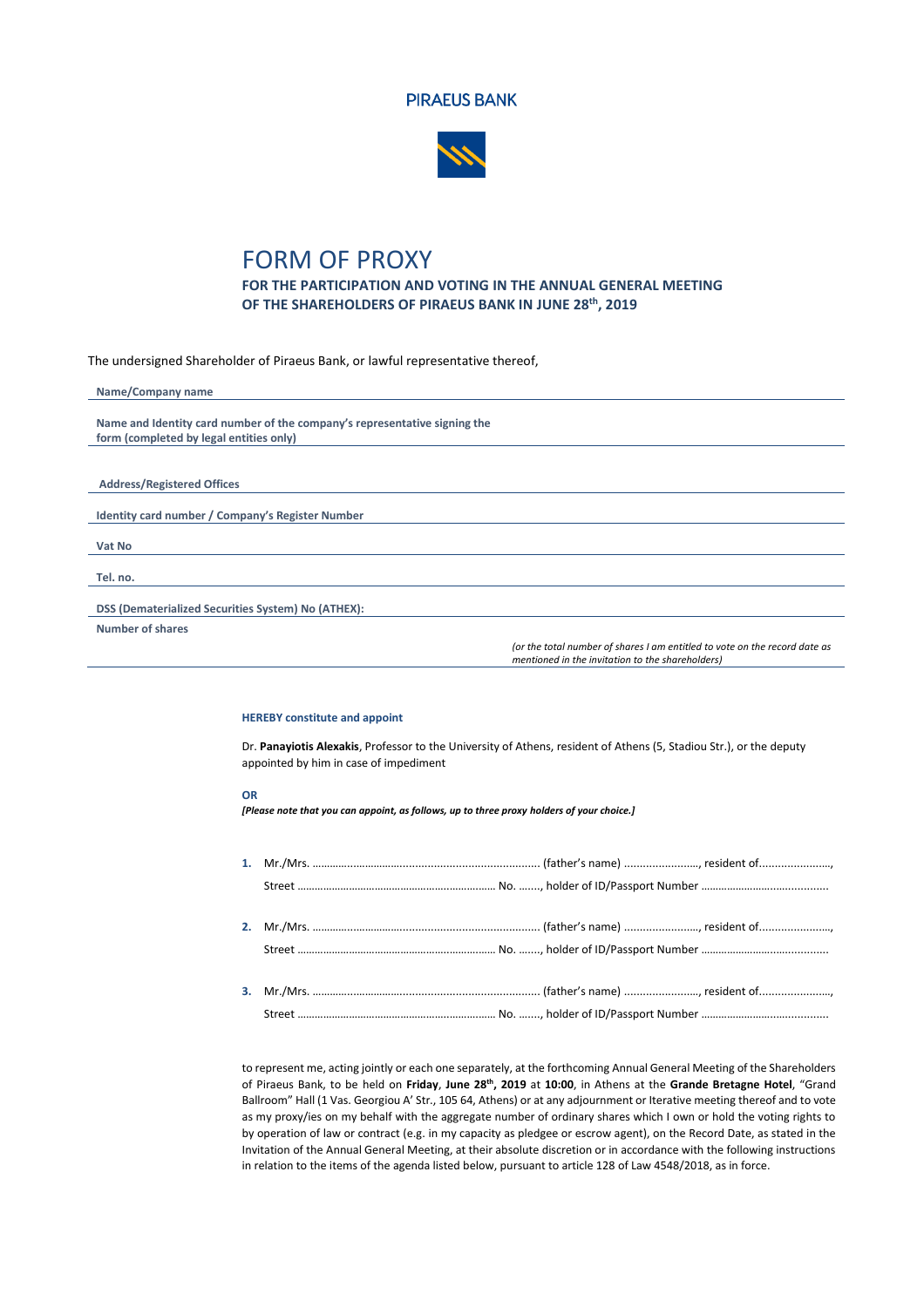**PIRAEUS BANK**

# FORM OF PROXY

**FOR THE PARTICIPATION AND VOTING IN THE ANNUAL GENERAL MEETING OF THE SHAREHOLDERS OF PIRAEUS BANK IN JUNE 28th, 2019**

The undersigned Shareholder of Piraeus Bank, or lawful representative thereof,

**Name/Company name**

**Name and Identity card number of the company's representative signing the form (completed by legal entities only)**

**Address/Registered Offices**

**Identity card number / Company's Register Number**

**Vat No**

**Tel. no.**

**DSS (Dematerialized Securities System) No (ATHEX):**

**Number of shares**

*(or the total number of shares I am entitled to vote on the record date as mentioned in the invitation to the shareholders)*

**HEREBY constitute and appoint**

Dr. **Panayiotis Alexakis**, Professor to the University of Athens, resident of Athens (5, Stadiou Str.), or the deputy appointed by him in case of impediment

**OR**

***[Please note that you can appoint, as follows, up to three proxy holders of your choice.]***

1. Mr./Mrs. ............................................................................ (father's name) ........................, resident of......................., Street .................................................................... No. ......., holder of ID/Passport Number ..........................................

2. Mr./Mrs. ............................................................................ (father's name) ........................, resident of......................., Street .................................................................... No. ......., holder of ID/Passport Number ..........................................

3. Mr./Mrs. ............................................................................ (father's name) ........................, resident of......................., Street .................................................................... No. ......., holder of ID/Passport Number ..........................................

to represent me, acting jointly or each one separately, at the forthcoming Annual General Meeting of the Shareholders of Piraeus Bank, to be held on **Friday**, **June 28th, 2019** at **10:00**, in Athens at the **Grande Bretagne Hotel**, "Grand Ballroom" Hall (1 Vas. Georgiou A' Str., 105 64, Athens) or at any adjournment or Iterative meeting thereof and to vote as my proxy/ies on my behalf with the aggregate number of ordinary shares which I own or hold the voting rights to by operation of law or contract (e.g. in my capacity as pledgee or escrow agent), on the Record Date, as stated in the Invitation of the Annual General Meeting, at their absolute discretion or in accordance with the following instructions in relation to the items of the agenda listed below, pursuant to article 128 of Law 4548/2018, as in force.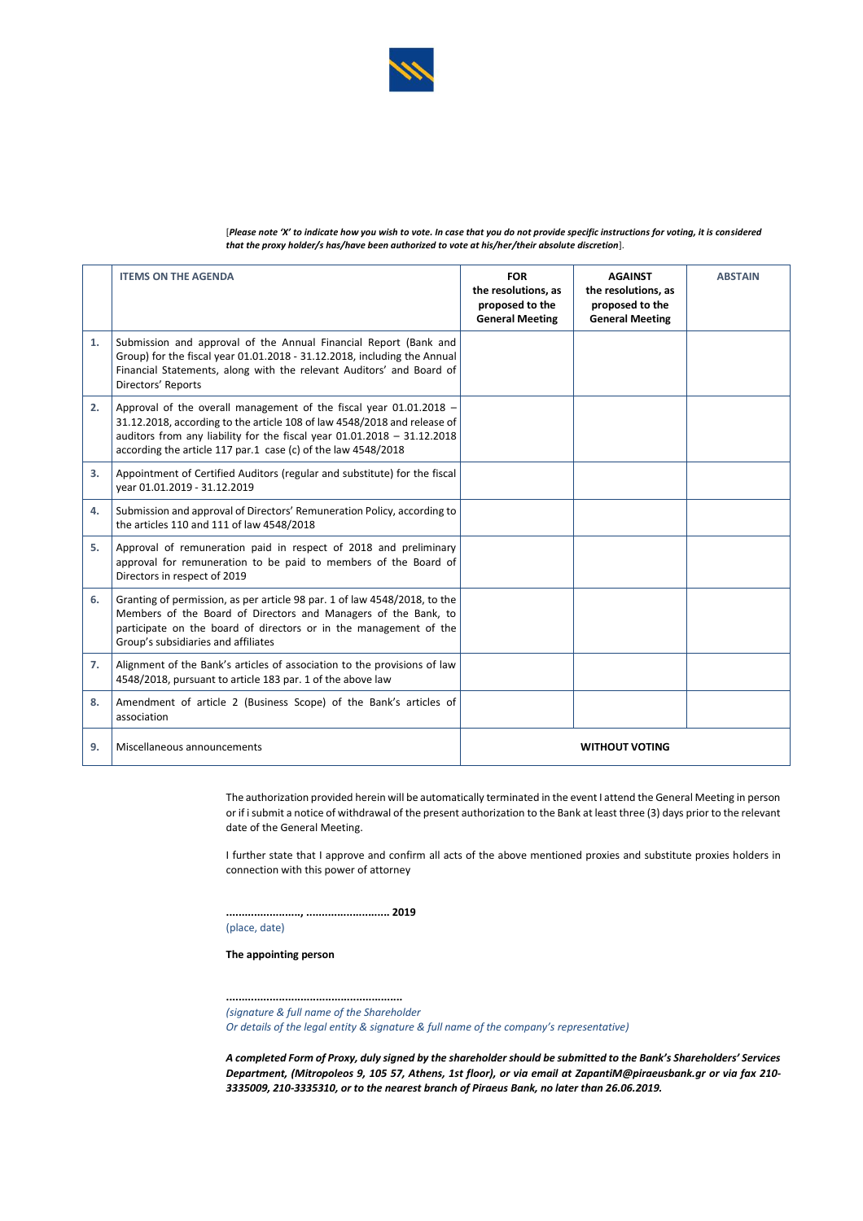[*Please note 'X' to indicate how you wish to vote. In case that you do not provide specific instructions for voting, it is considered that the proxy holder/s has/have been authorized to vote at his/her/their absolute discretion*].

| | ITEMS ON THE AGENDA | FOR the resolutions, as proposed to the General Meeting | AGAINST the resolutions, as proposed to the General Meeting | ABSTAIN |
|---|---|---|---|---|
| 1. | Submission and approval of the Annual Financial Report (Bank and Group) for the fiscal year 01.01.2018 - 31.12.2018, including the Annual Financial Statements, along with the relevant Auditors' and Board of Directors' Reports | | | |
| 2. | Approval of the overall management of the fiscal year 01.01.2018 – 31.12.2018, according to the article 108 of law 4548/2018 and release of auditors from any liability for the fiscal year 01.01.2018 – 31.12.2018 according the article 117 par.1 case (c) of the law 4548/2018 | | | |
| 3. | Appointment of Certified Auditors (regular and substitute) for the fiscal year 01.01.2019 - 31.12.2019 | | | |
| 4. | Submission and approval of Directors' Remuneration Policy, according to the articles 110 and 111 of law 4548/2018 | | | |
| 5. | Approval of remuneration paid in respect of 2018 and preliminary approval for remuneration to be paid to members of the Board of Directors in respect of 2019 | | | |
| 6. | Granting of permission, as per article 98 par. 1 of law 4548/2018, to the Members of the Board of Directors and Managers of the Bank, to participate on the board of directors or in the management of the Group's subsidiaries and affiliates | | | |
| 7. | Alignment of the Bank's articles of association to the provisions of law 4548/2018, pursuant to article 183 par. 1 of the above law | | | |
| 8. | Amendment of article 2 (Business Scope) of the Bank's articles of association | | | |
| 9. | Miscellaneous announcements | **WITHOUT VOTING** | | |

The authorization provided herein will be automatically terminated in the event I attend the General Meeting in person or if i submit a notice of withdrawal of the present authorization to the Bank at least three (3) days prior to the relevant date of the General Meeting.

I further state that I approve and confirm all acts of the above mentioned proxies and substitute proxies holders in connection with this power of attorney

**……………………, ……………………… 2019**
(place, date)

**The appointing person**

**…………………………………………………**
*(signature & full name of the Shareholder*
*Or details of the legal entity & signature & full name of the company's representative)*

***A completed Form of Proxy, duly signed by the shareholder should be submitted to the Bank's Shareholders' Services Department, (Mitropoleos 9, 105 57, Athens, 1st floor), or via email at ZapantiM@piraeusbank.gr or via fax 210-3335009, 210-3335310, or to the nearest branch of Piraeus Bank, no later than 26.06.2019.***